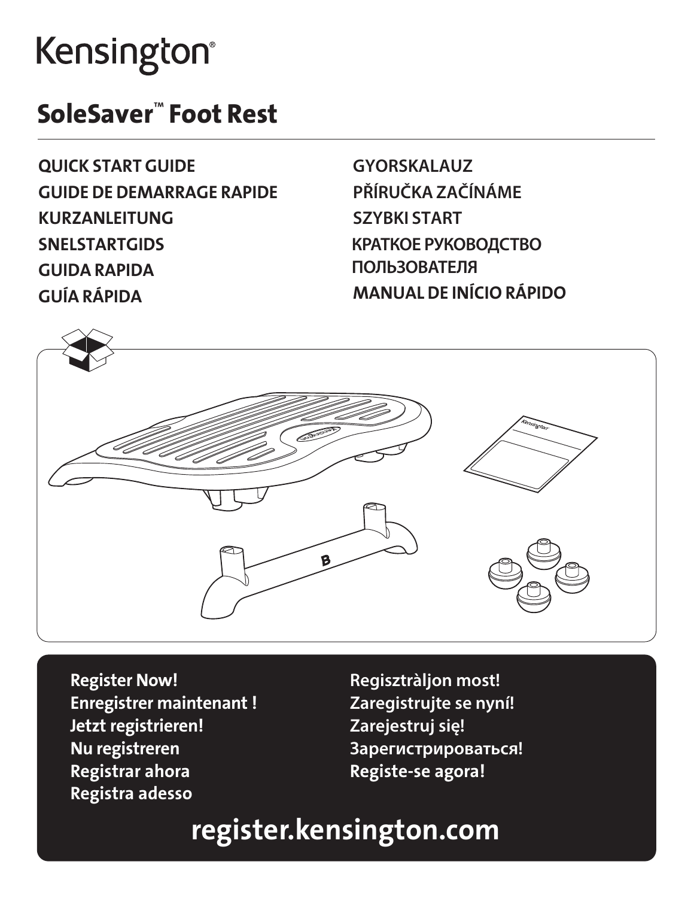# Kensington®

## SoleSaver™ Foot Rest

**QUICK START GUIDE**
**GUIDE DE DEMARRAGE RAPIDE**
**KURZANLEITUNG**
**SNELSTARTGIDS**
**GUIDA RAPIDA**
**GUÍA RÁPIDA**
**GYORSKALAUZ**
**PŘÍRUČKA ZAČÍNÁME**
**SZYBKI START**
**КРАТКОЕ РУКОВОДСТВО ПОЛЬЗОВАТЕЛЯ**
**MANUAL DE INÍCIO RÁPIDO**

B

**Register Now!**
**Enregistrer maintenant !**
**Jetzt registrieren!**
**Nu registreren**
**Registrar ahora**
**Registra adesso**
**Regisztràljon most!**
**Zaregistrujte se nyní!**
**Zarejestruj się!**
**Зарегистрироваться!**
**Registe-se agora!**

**register.kensington.com**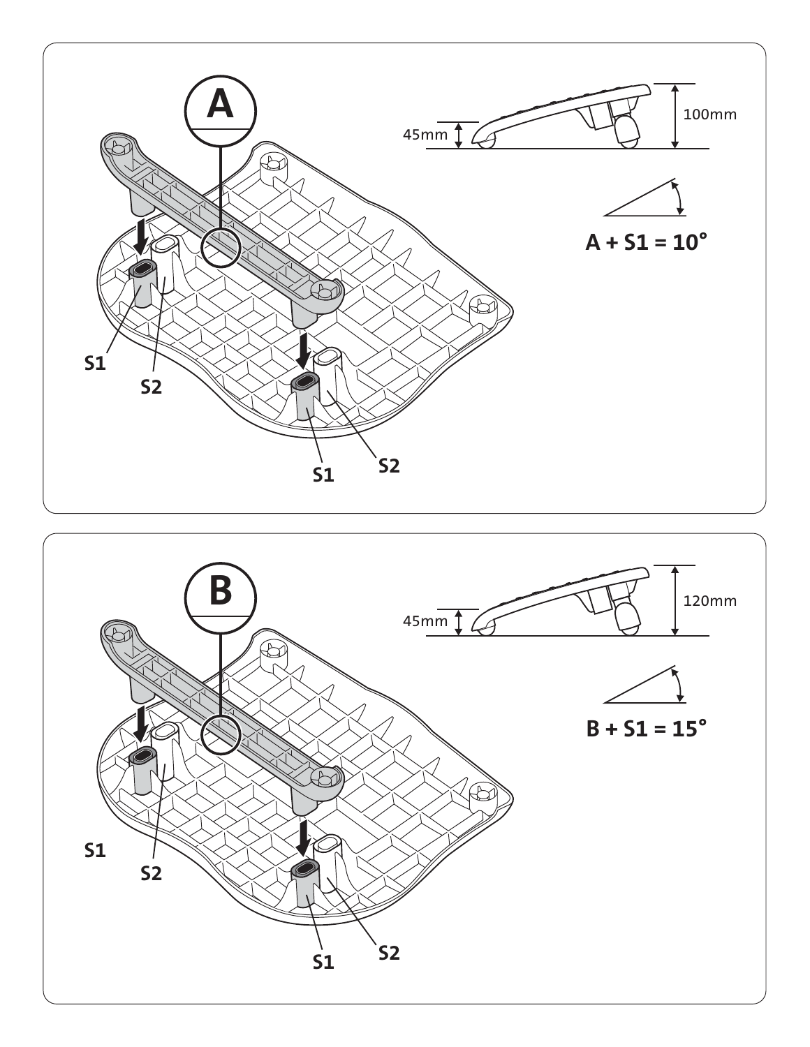A

S1

S2

S1

S2

45mm

100mm

A + S1 = 10°

B

S1

S2

S1

S2

45mm

120mm

B + S1 = 15°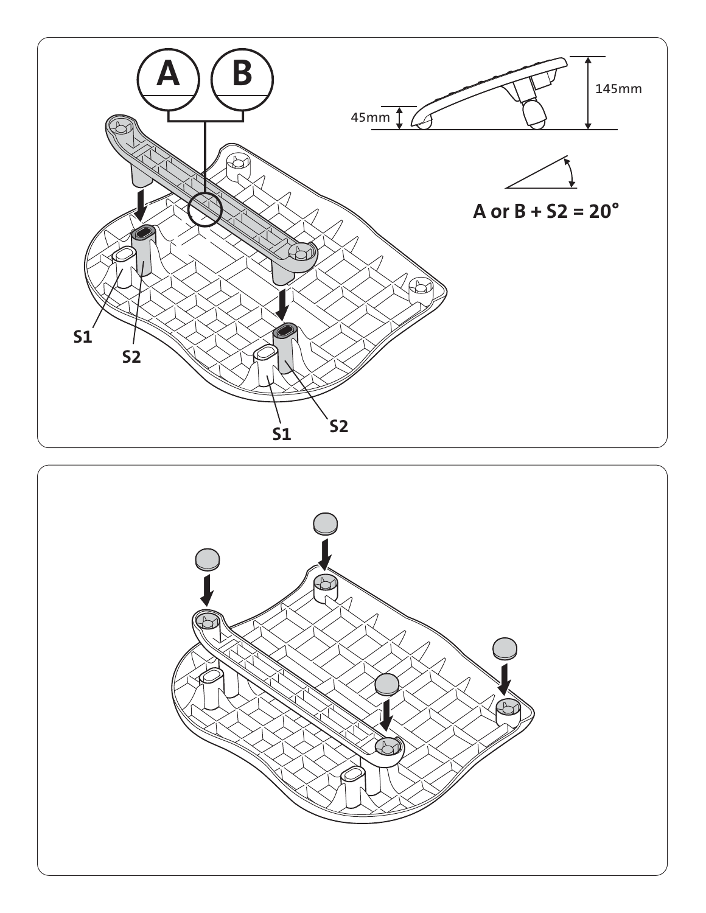A B

S1

S2

S1

S2

45mm

145mm

A or B + S2 = 20°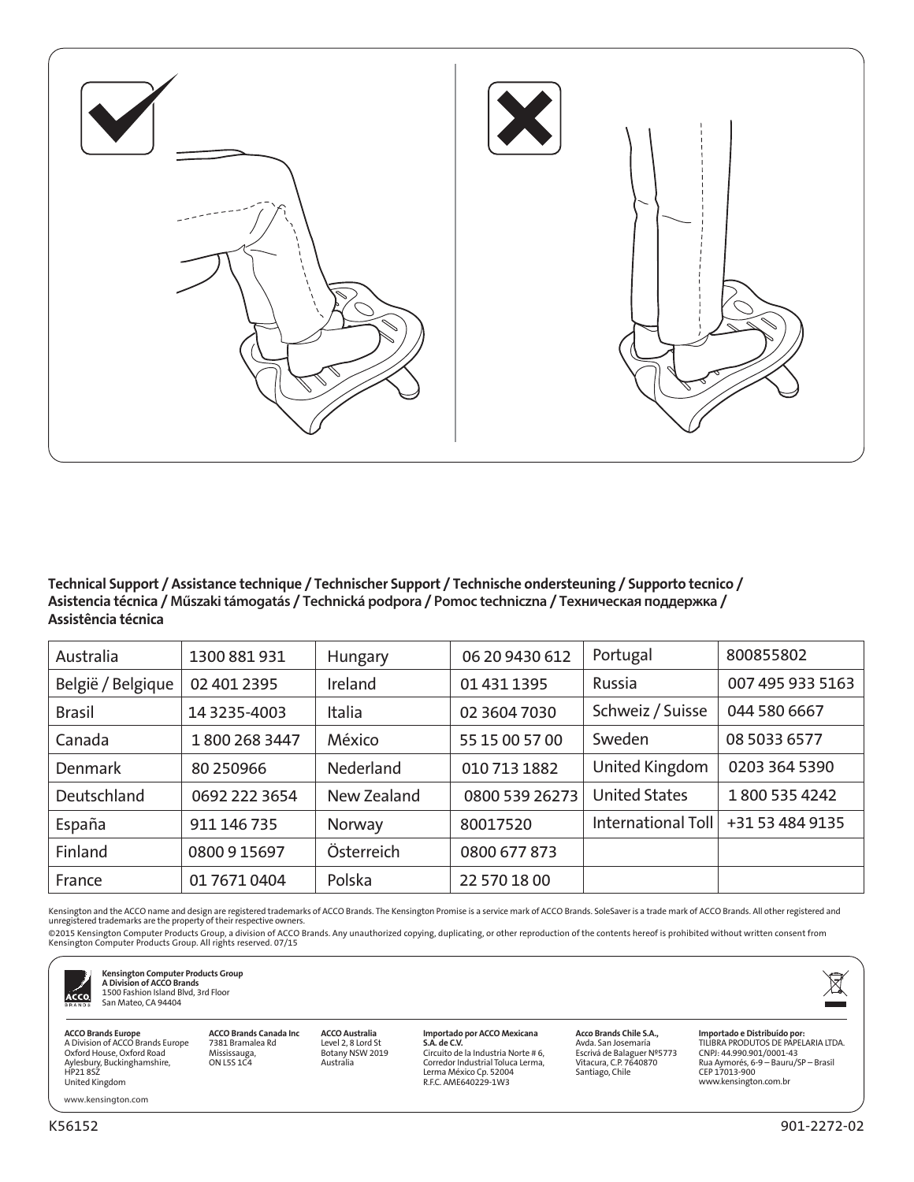**Technical Support / Assistance technique / Technischer Support / Technische ondersteuning / Supporto tecnico / Asistencia técnica / Műszaki támogatás / Technická podpora / Pomoc techniczna / Техническая поддержка / Assistência técnica**

| | | | | | |
|---|---|---|---|---|---|
| Australia | 1300 881 931 | Hungary | 06 20 9430 612 | Portugal | 800855802 |
| België / Belgique | 02 401 2395 | Ireland | 01 431 1395 | Russia | 007 495 933 5163 |
| Brasil | 14 3235-4003 | Italia | 02 3604 7030 | Schweiz / Suisse | 044 580 6667 |
| Canada | 1 800 268 3447 | México | 55 15 00 57 00 | Sweden | 08 5033 6577 |
| Denmark | 80 250966 | Nederland | 010 713 1882 | United Kingdom | 0203 364 5390 |
| Deutschland | 0692 222 3654 | New Zealand | 0800 539 26273 | United States | 1 800 535 4242 |
| España | 911 146 735 | Norway | 80017520 | International Toll | +31 53 484 9135 |
| Finland | 0800 9 15697 | Österreich | 0800 677 873 | | |
| France | 01 7671 0404 | Polska | 22 570 18 00 | | |

Kensington and the ACCO name and design are registered trademarks of ACCO Brands. The Kensington Promise is a service mark of ACCO Brands. SoleSaver is a trade mark of ACCO Brands. All other registered and unregistered trademarks are the property of their respective owners.

©2015 Kensington Computer Products Group, a division of ACCO Brands. Any unauthorized copying, duplicating, or other reproduction of the contents hereof is prohibited without written consent from Kensington Computer Products Group. All rights reserved. 07/15

**Kensington Computer Products Group**
**A Division of ACCO Brands**
1500 Fashion Island Blvd, 3rd Floor
San Mateo, CA 94404

**ACCO Brands Europe**
A Division of ACCO Brands Europe
Oxford House, Oxford Road
Aylesbury, Buckinghamshire,
HP21 8SZ
United Kingdom

**ACCO Brands Canada Inc**
7381 Bramalea Rd
Mississauga,
ON L5S 1C4

**ACCO Australia**
Level 2, 8 Lord St
Botany NSW 2019
Australia

**Importado por ACCO Mexicana S.A. de C.V.**
Circuito de la Industria Norte # 6,
Corredor Industrial Toluca Lerma,
Lerma México Cp. 52004
R.F.C. AME640229-1W3

**Acco Brands Chile S.A.,**
Avda. San Josemaría
Escrivá de Balaguer Nº5773
Vitacura, C.P. 7640870
Santiago, Chile

**Importado e Distribuído por:**
TILIBRA PRODUTOS DE PAPELARIA LTDA.
CNPJ: 44.990.901/0001-43
Rua Aymorés, 6-9 – Bauru/SP – Brasil
CEP 17013-900
www.kensington.com.br

www.kensington.com

K56152

901-2272-02